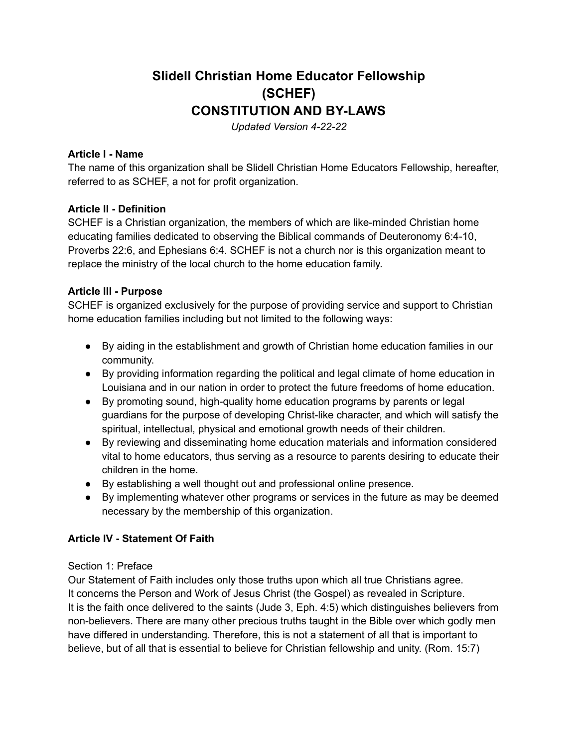# Slidell Christian Home Educator Fellowship
# (SCHEF)
# CONSTITUTION AND BY-LAWS

*Updated Version 4-22-22*

**Article I - Name**

The name of this organization shall be Slidell Christian Home Educators Fellowship, hereafter, referred to as SCHEF, a not for profit organization.

**Article II - Definition**

SCHEF is a Christian organization, the members of which are like-minded Christian home educating families dedicated to observing the Biblical commands of Deuteronomy 6:4-10, Proverbs 22:6, and Ephesians 6:4. SCHEF is not a church nor is this organization meant to replace the ministry of the local church to the home education family.

**Article III - Purpose**

SCHEF is organized exclusively for the purpose of providing service and support to Christian home education families including but not limited to the following ways:

- By aiding in the establishment and growth of Christian home education families in our community.
- By providing information regarding the political and legal climate of home education in Louisiana and in our nation in order to protect the future freedoms of home education.
- By promoting sound, high-quality home education programs by parents or legal guardians for the purpose of developing Christ-like character, and which will satisfy the spiritual, intellectual, physical and emotional growth needs of their children.
- By reviewing and disseminating home education materials and information considered vital to home educators, thus serving as a resource to parents desiring to educate their children in the home.
- By establishing a well thought out and professional online presence.
- By implementing whatever other programs or services in the future as may be deemed necessary by the membership of this organization.

**Article IV - Statement Of Faith**

Section 1: Preface

Our Statement of Faith includes only those truths upon which all true Christians agree.
It concerns the Person and Work of Jesus Christ (the Gospel) as revealed in Scripture.
It is the faith once delivered to the saints (Jude 3, Eph. 4:5) which distinguishes believers from non-believers. There are many other precious truths taught in the Bible over which godly men have differed in understanding. Therefore, this is not a statement of all that is important to believe, but of all that is essential to believe for Christian fellowship and unity. (Rom. 15:7)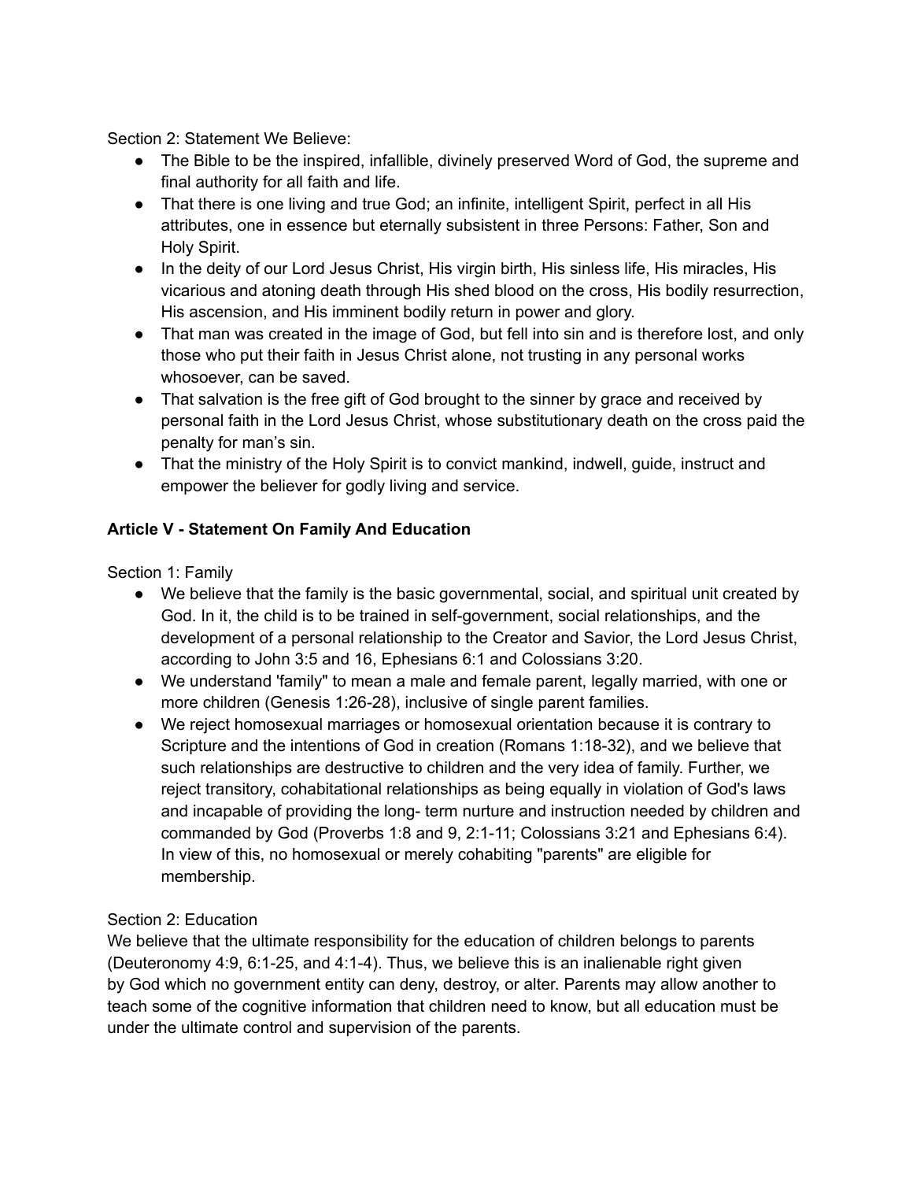Section 2: Statement We Believe:

- The Bible to be the inspired, infallible, divinely preserved Word of God, the supreme and final authority for all faith and life.
- That there is one living and true God; an infinite, intelligent Spirit, perfect in all His attributes, one in essence but eternally subsistent in three Persons: Father, Son and Holy Spirit.
- In the deity of our Lord Jesus Christ, His virgin birth, His sinless life, His miracles, His vicarious and atoning death through His shed blood on the cross, His bodily resurrection, His ascension, and His imminent bodily return in power and glory.
- That man was created in the image of God, but fell into sin and is therefore lost, and only those who put their faith in Jesus Christ alone, not trusting in any personal works whosoever, can be saved.
- That salvation is the free gift of God brought to the sinner by grace and received by personal faith in the Lord Jesus Christ, whose substitutionary death on the cross paid the penalty for man's sin.
- That the ministry of the Holy Spirit is to convict mankind, indwell, guide, instruct and empower the believer for godly living and service.

**Article V - Statement On Family And Education**

Section 1: Family

- We believe that the family is the basic governmental, social, and spiritual unit created by God. In it, the child is to be trained in self-government, social relationships, and the development of a personal relationship to the Creator and Savior, the Lord Jesus Christ, according to John 3:5 and 16, Ephesians 6:1 and Colossians 3:20.
- We understand 'family" to mean a male and female parent, legally married, with one or more children (Genesis 1:26-28), inclusive of single parent families.
- We reject homosexual marriages or homosexual orientation because it is contrary to Scripture and the intentions of God in creation (Romans 1:18-32), and we believe that such relationships are destructive to children and the very idea of family. Further, we reject transitory, cohabitational relationships as being equally in violation of God's laws and incapable of providing the long- term nurture and instruction needed by children and commanded by God (Proverbs 1:8 and 9, 2:1-11; Colossians 3:21 and Ephesians 6:4). In view of this, no homosexual or merely cohabiting "parents" are eligible for membership.

Section 2: Education

We believe that the ultimate responsibility for the education of children belongs to parents (Deuteronomy 4:9, 6:1-25, and 4:1-4). Thus, we believe this is an inalienable right given by God which no government entity can deny, destroy, or alter. Parents may allow another to teach some of the cognitive information that children need to know, but all education must be under the ultimate control and supervision of the parents.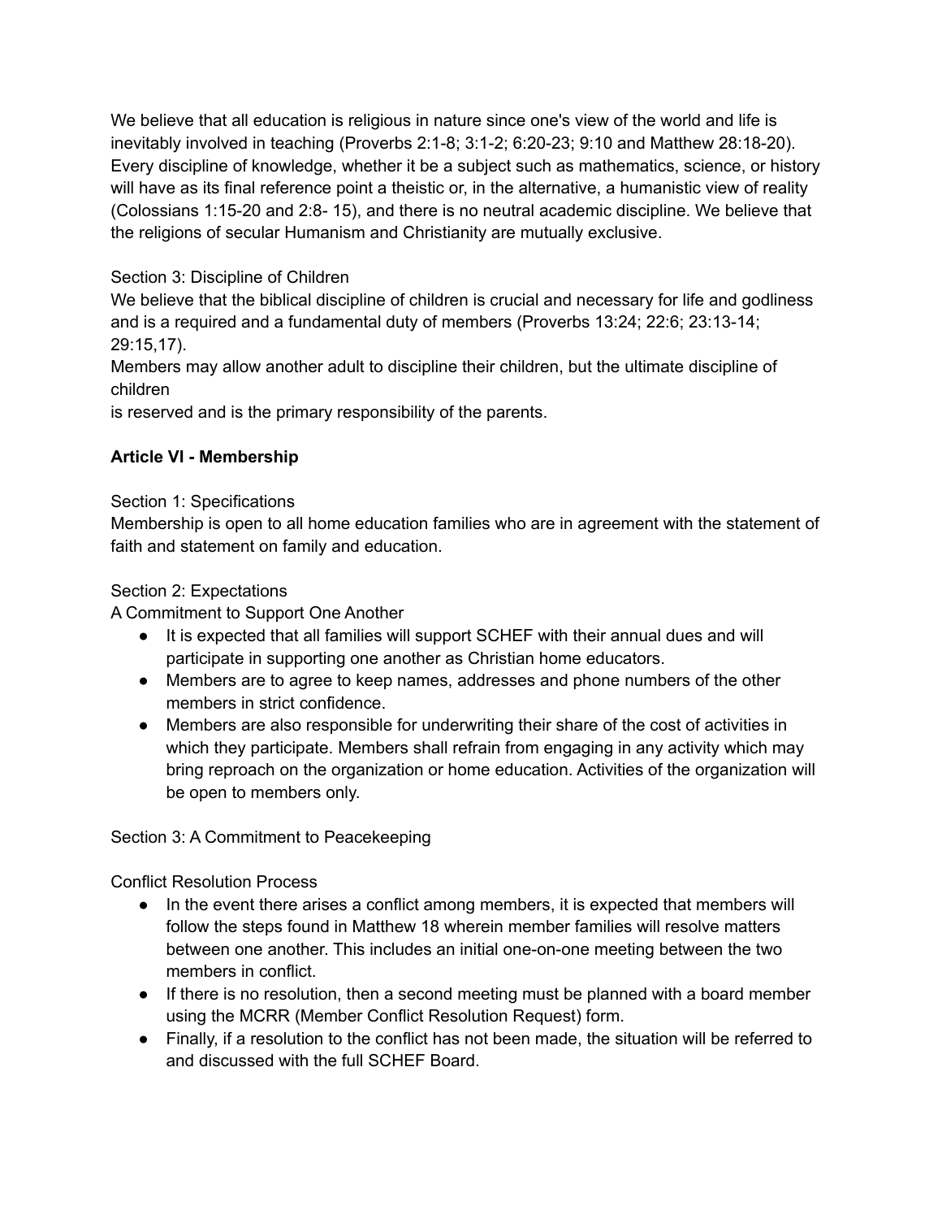We believe that all education is religious in nature since one's view of the world and life is inevitably involved in teaching (Proverbs 2:1-8; 3:1-2; 6:20-23; 9:10 and Matthew 28:18-20). Every discipline of knowledge, whether it be a subject such as mathematics, science, or history will have as its final reference point a theistic or, in the alternative, a humanistic view of reality (Colossians 1:15-20 and 2:8- 15), and there is no neutral academic discipline. We believe that the religions of secular Humanism and Christianity are mutually exclusive.

Section 3: Discipline of Children

We believe that the biblical discipline of children is crucial and necessary for life and godliness and is a required and a fundamental duty of members (Proverbs 13:24; 22:6; 23:13-14; 29:15,17).

Members may allow another adult to discipline their children, but the ultimate discipline of children
is reserved and is the primary responsibility of the parents.

**Article VI - Membership**

Section 1: Specifications

Membership is open to all home education families who are in agreement with the statement of faith and statement on family and education.

Section 2: Expectations

A Commitment to Support One Another

- It is expected that all families will support SCHEF with their annual dues and will participate in supporting one another as Christian home educators.
- Members are to agree to keep names, addresses and phone numbers of the other members in strict confidence.
- Members are also responsible for underwriting their share of the cost of activities in which they participate. Members shall refrain from engaging in any activity which may bring reproach on the organization or home education. Activities of the organization will be open to members only.

Section 3: A Commitment to Peacekeeping

Conflict Resolution Process

- In the event there arises a conflict among members, it is expected that members will follow the steps found in Matthew 18 wherein member families will resolve matters between one another. This includes an initial one-on-one meeting between the two members in conflict.
- If there is no resolution, then a second meeting must be planned with a board member using the MCRR (Member Conflict Resolution Request) form.
- Finally, if a resolution to the conflict has not been made, the situation will be referred to and discussed with the full SCHEF Board.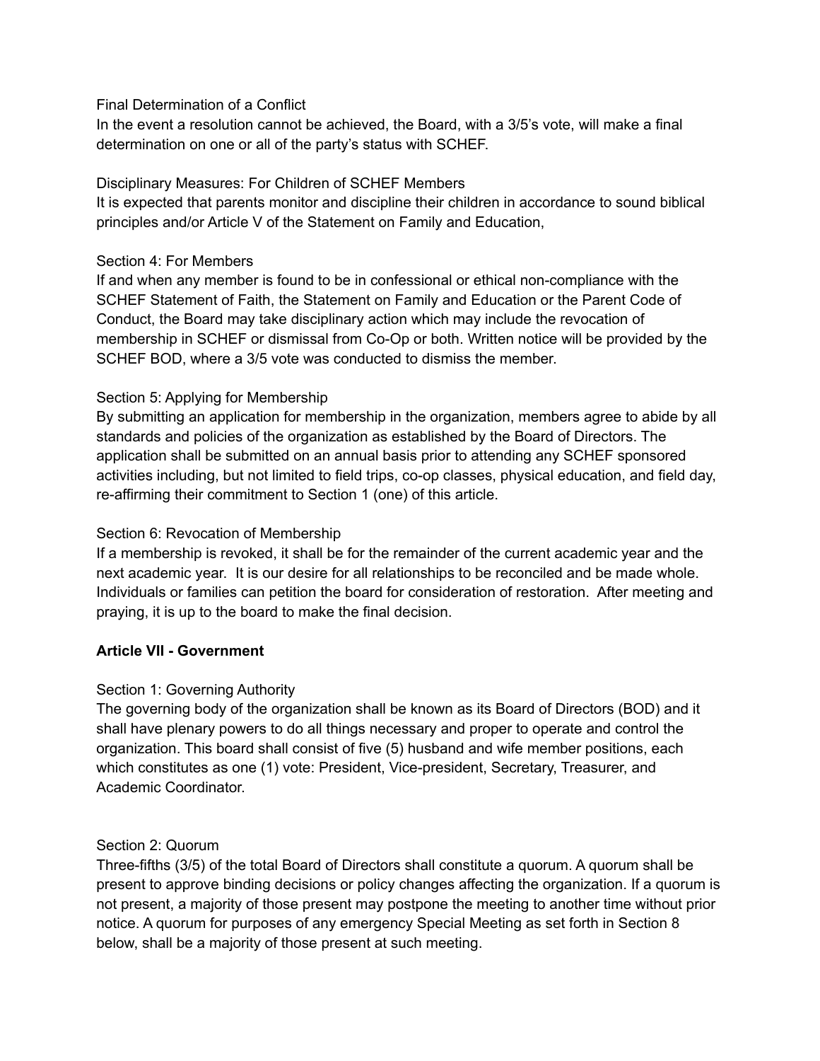Final Determination of a Conflict

In the event a resolution cannot be achieved, the Board, with a 3/5's vote, will make a final determination on one or all of the party's status with SCHEF.

Disciplinary Measures: For Children of SCHEF Members

It is expected that parents monitor and discipline their children in accordance to sound biblical principles and/or Article V of the Statement on Family and Education,

Section 4: For Members

If and when any member is found to be in confessional or ethical non-compliance with the SCHEF Statement of Faith, the Statement on Family and Education or the Parent Code of Conduct, the Board may take disciplinary action which may include the revocation of membership in SCHEF or dismissal from Co-Op or both. Written notice will be provided by the SCHEF BOD, where a 3/5 vote was conducted to dismiss the member.

Section 5: Applying for Membership

By submitting an application for membership in the organization, members agree to abide by all standards and policies of the organization as established by the Board of Directors. The application shall be submitted on an annual basis prior to attending any SCHEF sponsored activities including, but not limited to field trips, co-op classes, physical education, and field day, re-affirming their commitment to Section 1 (one) of this article.

Section 6: Revocation of Membership

If a membership is revoked, it shall be for the remainder of the current academic year and the next academic year. It is our desire for all relationships to be reconciled and be made whole. Individuals or families can petition the board for consideration of restoration. After meeting and praying, it is up to the board to make the final decision.

## Article VII - Government

Section 1: Governing Authority

The governing body of the organization shall be known as its Board of Directors (BOD) and it shall have plenary powers to do all things necessary and proper to operate and control the organization. This board shall consist of five (5) husband and wife member positions, each which constitutes as one (1) vote: President, Vice-president, Secretary, Treasurer, and Academic Coordinator.

Section 2: Quorum

Three-fifths (3/5) of the total Board of Directors shall constitute a quorum. A quorum shall be present to approve binding decisions or policy changes affecting the organization. If a quorum is not present, a majority of those present may postpone the meeting to another time without prior notice. A quorum for purposes of any emergency Special Meeting as set forth in Section 8 below, shall be a majority of those present at such meeting.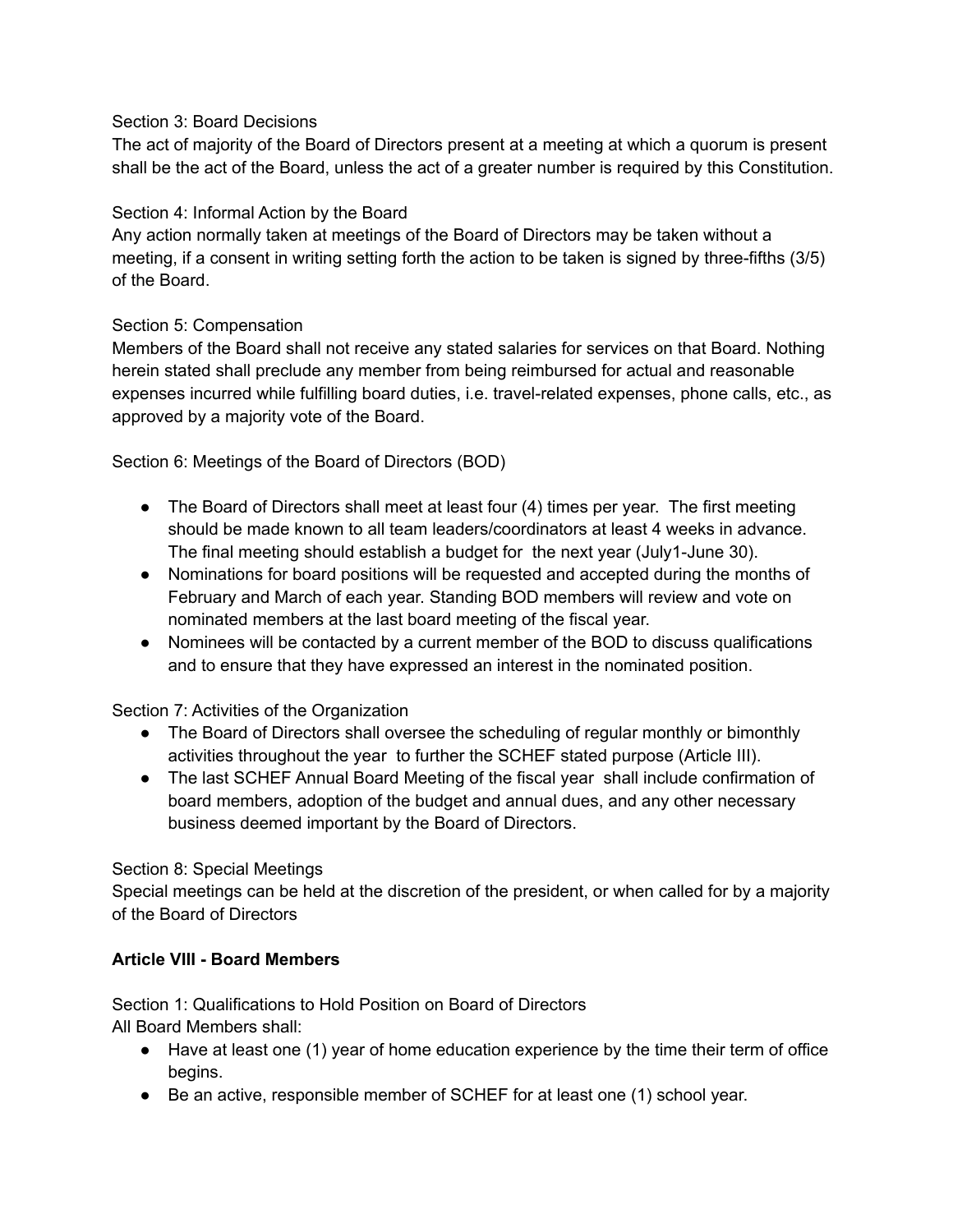Section 3: Board Decisions

The act of majority of the Board of Directors present at a meeting at which a quorum is present shall be the act of the Board, unless the act of a greater number is required by this Constitution.

Section 4: Informal Action by the Board

Any action normally taken at meetings of the Board of Directors may be taken without a meeting, if a consent in writing setting forth the action to be taken is signed by three-fifths (3/5) of the Board.

Section 5: Compensation

Members of the Board shall not receive any stated salaries for services on that Board. Nothing herein stated shall preclude any member from being reimbursed for actual and reasonable expenses incurred while fulfilling board duties, i.e. travel-related expenses, phone calls, etc., as approved by a majority vote of the Board.

Section 6: Meetings of the Board of Directors (BOD)

- The Board of Directors shall meet at least four (4) times per year. The first meeting should be made known to all team leaders/coordinators at least 4 weeks in advance. The final meeting should establish a budget for the next year (July1-June 30).
- Nominations for board positions will be requested and accepted during the months of February and March of each year. Standing BOD members will review and vote on nominated members at the last board meeting of the fiscal year.
- Nominees will be contacted by a current member of the BOD to discuss qualifications and to ensure that they have expressed an interest in the nominated position.

Section 7: Activities of the Organization

- The Board of Directors shall oversee the scheduling of regular monthly or bimonthly activities throughout the year to further the SCHEF stated purpose (Article III).
- The last SCHEF Annual Board Meeting of the fiscal year shall include confirmation of board members, adoption of the budget and annual dues, and any other necessary business deemed important by the Board of Directors.

Section 8: Special Meetings

Special meetings can be held at the discretion of the president, or when called for by a majority of the Board of Directors

**Article VIII - Board Members**

Section 1: Qualifications to Hold Position on Board of Directors

All Board Members shall:

- Have at least one (1) year of home education experience by the time their term of office begins.
- Be an active, responsible member of SCHEF for at least one (1) school year.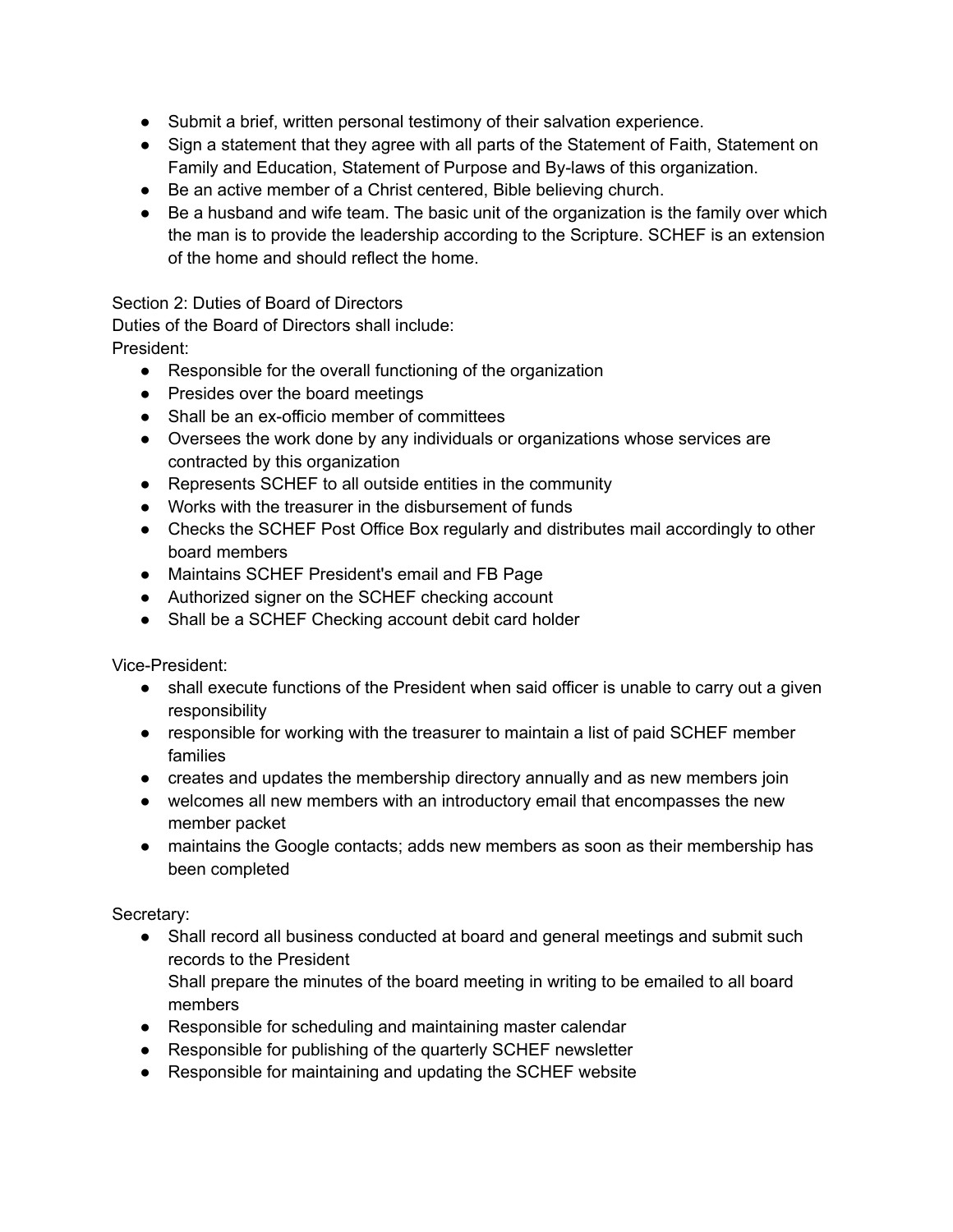- Submit a brief, written personal testimony of their salvation experience.
- Sign a statement that they agree with all parts of the Statement of Faith, Statement on Family and Education, Statement of Purpose and By-laws of this organization.
- Be an active member of a Christ centered, Bible believing church.
- Be a husband and wife team. The basic unit of the organization is the family over which the man is to provide the leadership according to the Scripture. SCHEF is an extension of the home and should reflect the home.

Section 2: Duties of Board of Directors

Duties of the Board of Directors shall include:

President:

- Responsible for the overall functioning of the organization
- Presides over the board meetings
- Shall be an ex-officio member of committees
- Oversees the work done by any individuals or organizations whose services are contracted by this organization
- Represents SCHEF to all outside entities in the community
- Works with the treasurer in the disbursement of funds
- Checks the SCHEF Post Office Box regularly and distributes mail accordingly to other board members
- Maintains SCHEF President's email and FB Page
- Authorized signer on the SCHEF checking account
- Shall be a SCHEF Checking account debit card holder

Vice-President:

- shall execute functions of the President when said officer is unable to carry out a given responsibility
- responsible for working with the treasurer to maintain a list of paid SCHEF member families
- creates and updates the membership directory annually and as new members join
- welcomes all new members with an introductory email that encompasses the new member packet
- maintains the Google contacts; adds new members as soon as their membership has been completed

Secretary:

- Shall record all business conducted at board and general meetings and submit such records to the President
  Shall prepare the minutes of the board meeting in writing to be emailed to all board members
- Responsible for scheduling and maintaining master calendar
- Responsible for publishing of the quarterly SCHEF newsletter
- Responsible for maintaining and updating the SCHEF website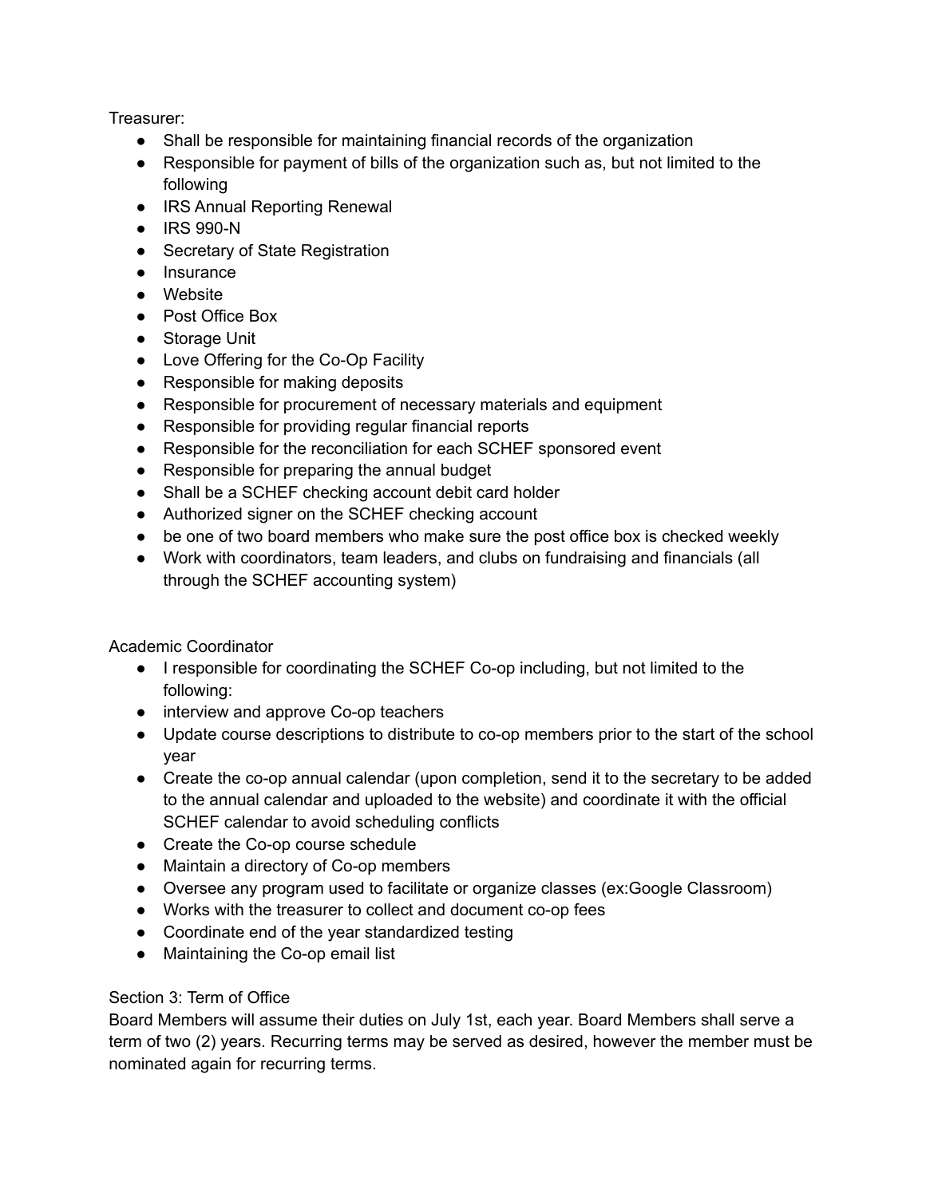Treasurer:

- Shall be responsible for maintaining financial records of the organization
- Responsible for payment of bills of the organization such as, but not limited to the following
- IRS Annual Reporting Renewal
- IRS 990-N
- Secretary of State Registration
- Insurance
- Website
- Post Office Box
- Storage Unit
- Love Offering for the Co-Op Facility
- Responsible for making deposits
- Responsible for procurement of necessary materials and equipment
- Responsible for providing regular financial reports
- Responsible for the reconciliation for each SCHEF sponsored event
- Responsible for preparing the annual budget
- Shall be a SCHEF checking account debit card holder
- Authorized signer on the SCHEF checking account
- be one of two board members who make sure the post office box is checked weekly
- Work with coordinators, team leaders, and clubs on fundraising and financials (all through the SCHEF accounting system)

Academic Coordinator

- I responsible for coordinating the SCHEF Co-op including, but not limited to the following:
- interview and approve Co-op teachers
- Update course descriptions to distribute to co-op members prior to the start of the school year
- Create the co-op annual calendar (upon completion, send it to the secretary to be added to the annual calendar and uploaded to the website) and coordinate it with the official SCHEF calendar to avoid scheduling conflicts
- Create the Co-op course schedule
- Maintain a directory of Co-op members
- Oversee any program used to facilitate or organize classes (ex:Google Classroom)
- Works with the treasurer to collect and document co-op fees
- Coordinate end of the year standardized testing
- Maintaining the Co-op email list

Section 3: Term of Office

Board Members will assume their duties on July 1st, each year. Board Members shall serve a term of two (2) years. Recurring terms may be served as desired, however the member must be nominated again for recurring terms.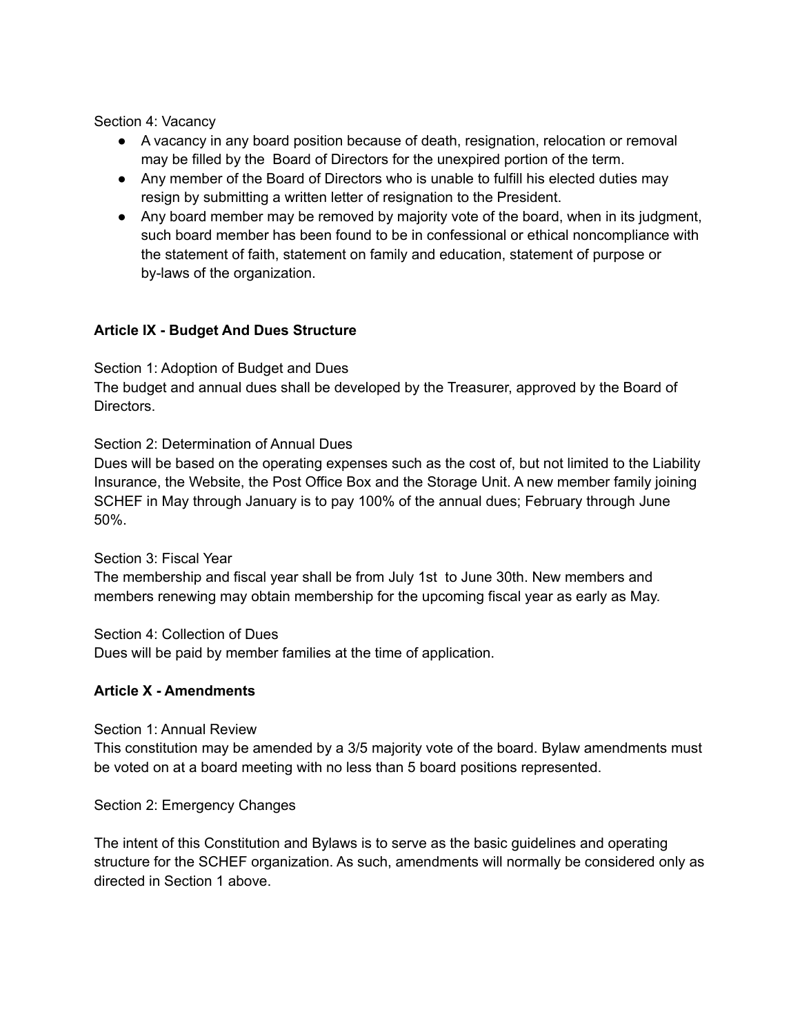Section 4: Vacancy

- A vacancy in any board position because of death, resignation, relocation or removal may be filled by the Board of Directors for the unexpired portion of the term.
- Any member of the Board of Directors who is unable to fulfill his elected duties may resign by submitting a written letter of resignation to the President.
- Any board member may be removed by majority vote of the board, when in its judgment, such board member has been found to be in confessional or ethical noncompliance with the statement of faith, statement on family and education, statement of purpose or by-laws of the organization.

**Article IX - Budget And Dues Structure**

Section 1: Adoption of Budget and Dues
The budget and annual dues shall be developed by the Treasurer, approved by the Board of Directors.

Section 2: Determination of Annual Dues
Dues will be based on the operating expenses such as the cost of, but not limited to the Liability Insurance, the Website, the Post Office Box and the Storage Unit. A new member family joining SCHEF in May through January is to pay 100% of the annual dues; February through June 50%.

Section 3: Fiscal Year
The membership and fiscal year shall be from July 1st to June 30th. New members and members renewing may obtain membership for the upcoming fiscal year as early as May.

Section 4: Collection of Dues
Dues will be paid by member families at the time of application.

**Article X - Amendments**

Section 1: Annual Review
This constitution may be amended by a 3/5 majority vote of the board. Bylaw amendments must be voted on at a board meeting with no less than 5 board positions represented.

Section 2: Emergency Changes

The intent of this Constitution and Bylaws is to serve as the basic guidelines and operating structure for the SCHEF organization. As such, amendments will normally be considered only as directed in Section 1 above.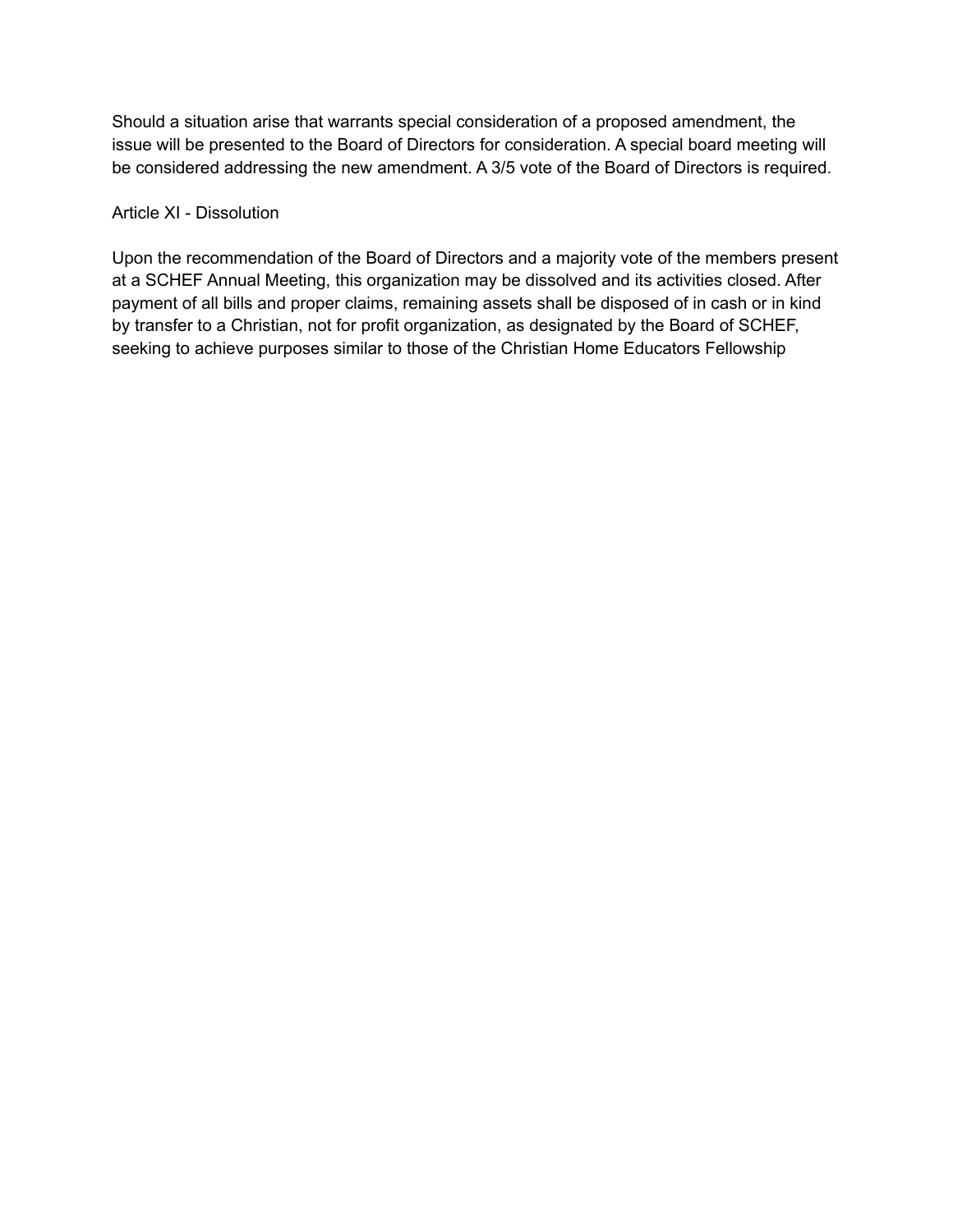Should a situation arise that warrants special consideration of a proposed amendment, the issue will be presented to the Board of Directors for consideration. A special board meeting will be considered addressing the new amendment. A 3/5 vote of the Board of Directors is required.

## Article XI - Dissolution

Upon the recommendation of the Board of Directors and a majority vote of the members present at a SCHEF Annual Meeting, this organization may be dissolved and its activities closed. After payment of all bills and proper claims, remaining assets shall be disposed of in cash or in kind by transfer to a Christian, not for profit organization, as designated by the Board of SCHEF, seeking to achieve purposes similar to those of the Christian Home Educators Fellowship